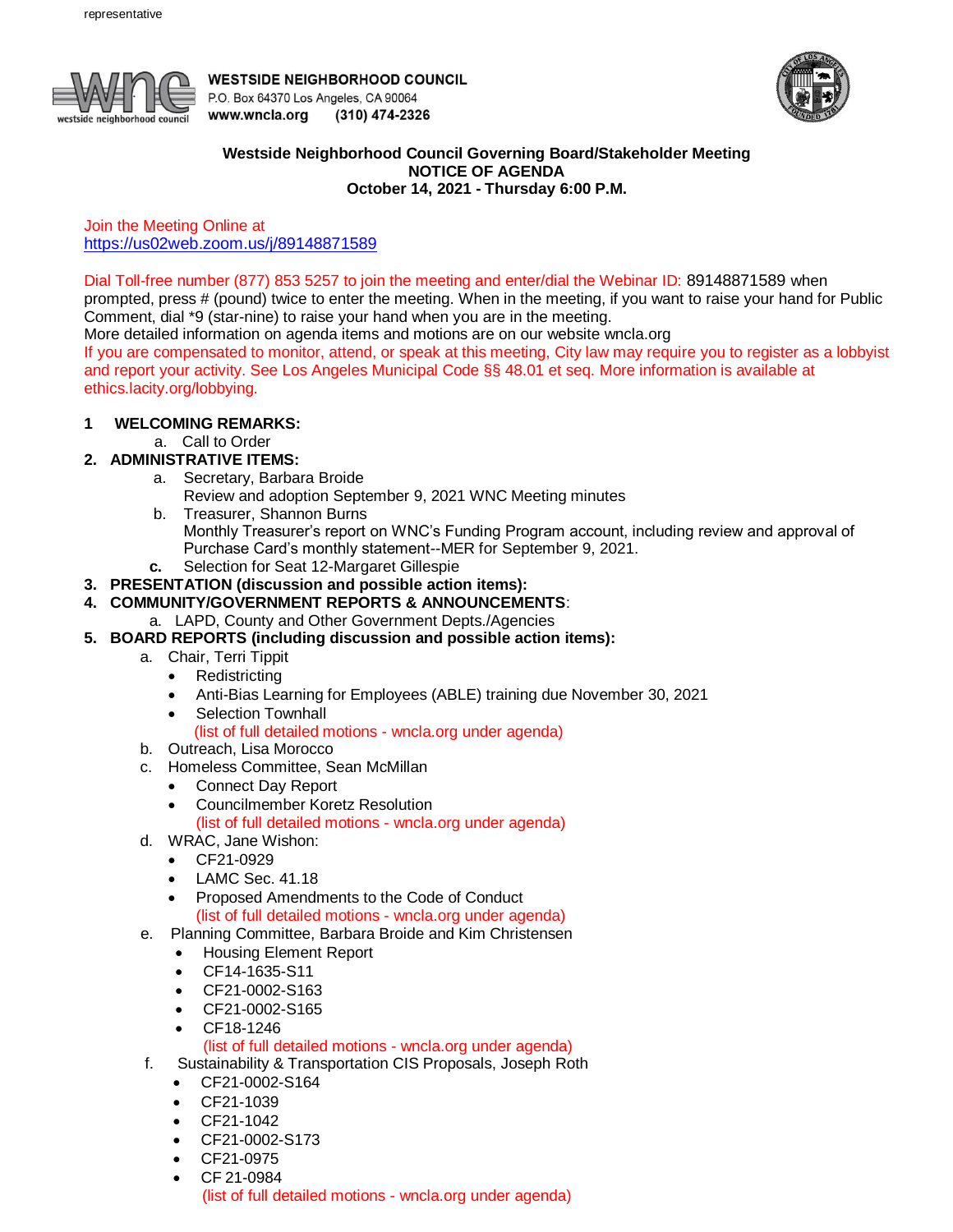representative

**WESTSIDE NEIGHBORHOOD COUNCIL**
P.O. Box 64370 Los Angeles, CA 90064
**www.wncla.org (310) 474-2326**

## Westside Neighborhood Council Governing Board/Stakeholder Meeting
## NOTICE OF AGENDA
## October 14, 2021 - Thursday 6:00 P.M.

Join the Meeting Online at
https://us02web.zoom.us/j/89148871589

Dial Toll-free number (877) 853 5257 to join the meeting and enter/dial the Webinar ID: 89148871589 when prompted, press # (pound) twice to enter the meeting. When in the meeting, if you want to raise your hand for Public Comment, dial *9 (star-nine) to raise your hand when you are in the meeting.
More detailed information on agenda items and motions are on our website wncla.org
If you are compensated to monitor, attend, or speak at this meeting, City law may require you to register as a lobbyist and report your activity. See Los Angeles Municipal Code §§ 48.01 et seq. More information is available at ethics.lacity.org/lobbying.

**1 WELCOMING REMARKS:**
   a. Call to Order

**2. ADMINISTRATIVE ITEMS:**
   a. Secretary, Barbara Broide
      Review and adoption September 9, 2021 WNC Meeting minutes
   b. Treasurer, Shannon Burns
      Monthly Treasurer's report on WNC's Funding Program account, including review and approval of Purchase Card's monthly statement--MER for September 9, 2021.
   **c.** Selection for Seat 12-Margaret Gillespie

**3. PRESENTATION (discussion and possible action items):**

**4. COMMUNITY/GOVERNMENT REPORTS & ANNOUNCEMENTS:**
   a. LAPD, County and Other Government Depts./Agencies

**5. BOARD REPORTS (including discussion and possible action items):**
   a. Chair, Terri Tippit
      - Redistricting
      - Anti-Bias Learning for Employees (ABLE) training due November 30, 2021
      - Selection Townhall

      (list of full detailed motions - wncla.org under agenda)
   b. Outreach, Lisa Morocco
   c. Homeless Committee, Sean McMillan
      - Connect Day Report
      - Councilmember Koretz Resolution

      (list of full detailed motions - wncla.org under agenda)
   d. WRAC, Jane Wishon:
      - CF21-0929
      - LAMC Sec. 41.18
      - Proposed Amendments to the Code of Conduct

      (list of full detailed motions - wncla.org under agenda)
   e. Planning Committee, Barbara Broide and Kim Christensen
      - Housing Element Report
      - CF14-1635-S11
      - CF21-0002-S163
      - CF21-0002-S165
      - CF18-1246

      (list of full detailed motions - wncla.org under agenda)
   f. Sustainability & Transportation CIS Proposals, Joseph Roth
      - CF21-0002-S164
      - CF21-1039
      - CF21-1042
      - CF21-0002-S173
      - CF21-0975
      - CF 21-0984

      (list of full detailed motions - wncla.org under agenda)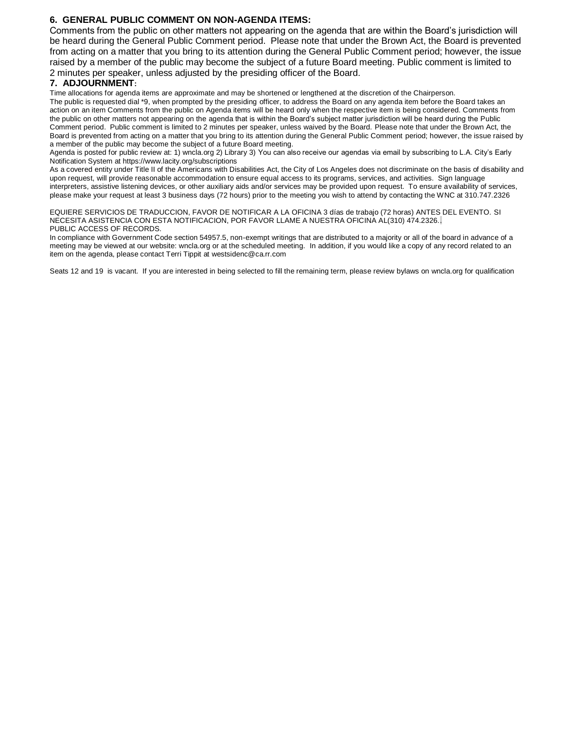## 6. GENERAL PUBLIC COMMENT ON NON-AGENDA ITEMS:

Comments from the public on other matters not appearing on the agenda that are within the Board's jurisdiction will be heard during the General Public Comment period. Please note that under the Brown Act, the Board is prevented from acting on a matter that you bring to its attention during the General Public Comment period; however, the issue raised by a member of the public may become the subject of a future Board meeting. Public comment is limited to 2 minutes per speaker, unless adjusted by the presiding officer of the Board.

## 7. ADJOURNMENT:

Time allocations for agenda items are approximate and may be shortened or lengthened at the discretion of the Chairperson.
The public is requested dial *9, when prompted by the presiding officer, to address the Board on any agenda item before the Board takes an action on an item Comments from the public on Agenda items will be heard only when the respective item is being considered. Comments from the public on other matters not appearing on the agenda that is within the Board's subject matter jurisdiction will be heard during the Public Comment period. Public comment is limited to 2 minutes per speaker, unless waived by the Board. Please note that under the Brown Act, the Board is prevented from acting on a matter that you bring to its attention during the General Public Comment period; however, the issue raised by a member of the public may become the subject of a future Board meeting.
Agenda is posted for public review at: 1) wncla.org 2) Library 3) You can also receive our agendas via email by subscribing to L.A. City's Early Notification System at https://www.lacity.org/subscriptions
As a covered entity under Title II of the Americans with Disabilities Act, the City of Los Angeles does not discriminate on the basis of disability and upon request, will provide reasonable accommodation to ensure equal access to its programs, services, and activities. Sign language interpreters, assistive listening devices, or other auxiliary aids and/or services may be provided upon request. To ensure availability of services, please make your request at least 3 business days (72 hours) prior to the meeting you wish to attend by contacting the WNC at 310.747.2326

EQUIERE SERVICIOS DE TRADUCCION, FAVOR DE NOTIFICAR A LA OFICINA 3 días de trabajo (72 horas) ANTES DEL EVENTO. SI NECESITA ASISTENCIA CON ESTA NOTIFICACION, POR FAVOR LLAME A NUESTRA OFICINA AL(310) 474.2326..
PUBLIC ACCESS OF RECORDS.
In compliance with Government Code section 54957.5, non-exempt writings that are distributed to a majority or all of the board in advance of a meeting may be viewed at our website: wncla.org or at the scheduled meeting. In addition, if you would like a copy of any record related to an item on the agenda, please contact Terri Tippit at westsidenc@ca.rr.com

Seats 12 and 19 is vacant. If you are interested in being selected to fill the remaining term, please review bylaws on wncla.org for qualification